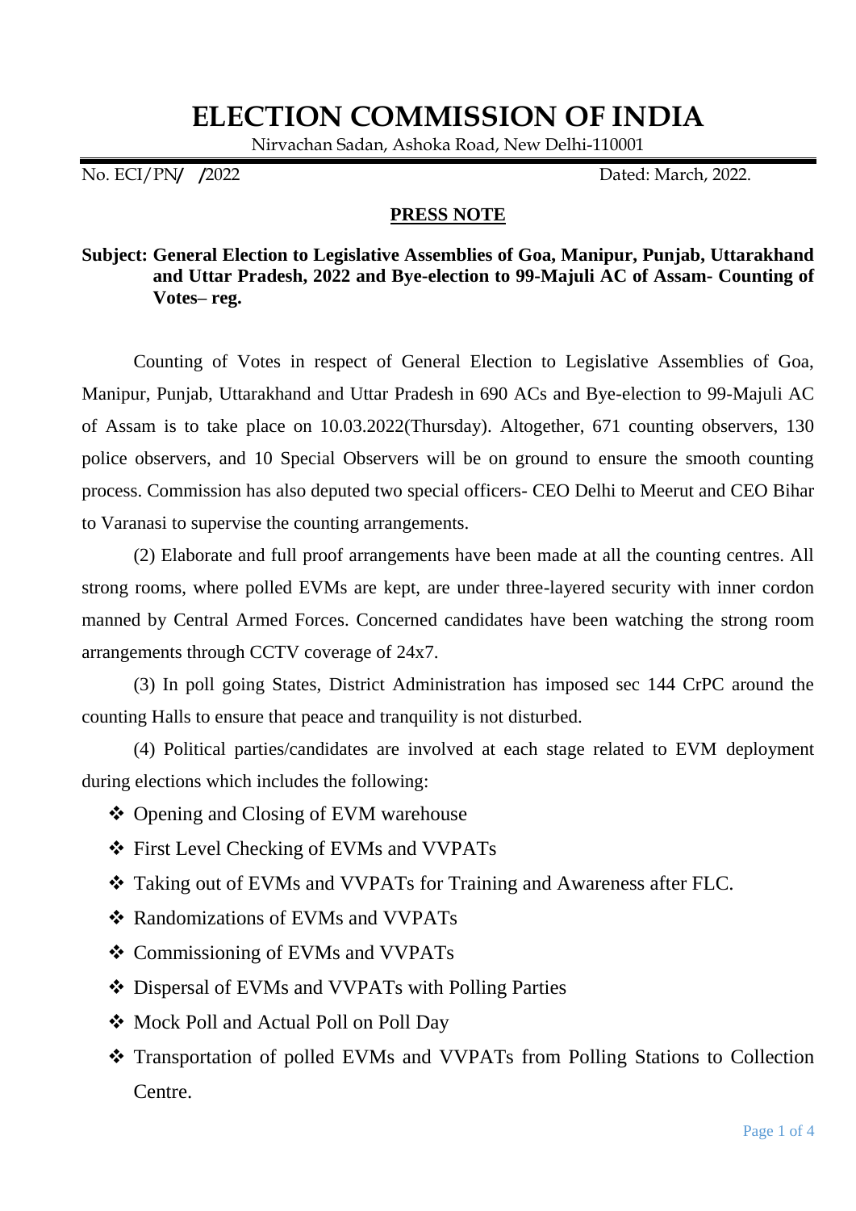# ELECTION COMMISSION OF INDIA

Nirvachan Sadan, Ashoka Road, New Delhi-110001

No. ECI/PN/ /2022 Dated: March, 2022.

**PRESS NOTE**

**Subject: General Election to Legislative Assemblies of Goa, Manipur, Punjab, Uttarakhand and Uttar Pradesh, 2022 and Bye-election to 99-Majuli AC of Assam- Counting of Votes– reg.**

Counting of Votes in respect of General Election to Legislative Assemblies of Goa, Manipur, Punjab, Uttarakhand and Uttar Pradesh in 690 ACs and Bye-election to 99-Majuli AC of Assam is to take place on 10.03.2022(Thursday). Altogether, 671 counting observers, 130 police observers, and 10 Special Observers will be on ground to ensure the smooth counting process. Commission has also deputed two special officers- CEO Delhi to Meerut and CEO Bihar to Varanasi to supervise the counting arrangements.

(2) Elaborate and full proof arrangements have been made at all the counting centres. All strong rooms, where polled EVMs are kept, are under three-layered security with inner cordon manned by Central Armed Forces. Concerned candidates have been watching the strong room arrangements through CCTV coverage of 24x7.

(3) In poll going States, District Administration has imposed sec 144 CrPC around the counting Halls to ensure that peace and tranquility is not disturbed.

(4) Political parties/candidates are involved at each stage related to EVM deployment during elections which includes the following:

- ❖ Opening and Closing of EVM warehouse
- ❖ First Level Checking of EVMs and VVPATs
- ❖ Taking out of EVMs and VVPATs for Training and Awareness after FLC.
- ❖ Randomizations of EVMs and VVPATs
- ❖ Commissioning of EVMs and VVPATs
- ❖ Dispersal of EVMs and VVPATs with Polling Parties
- ❖ Mock Poll and Actual Poll on Poll Day
- ❖ Transportation of polled EVMs and VVPATs from Polling Stations to Collection Centre.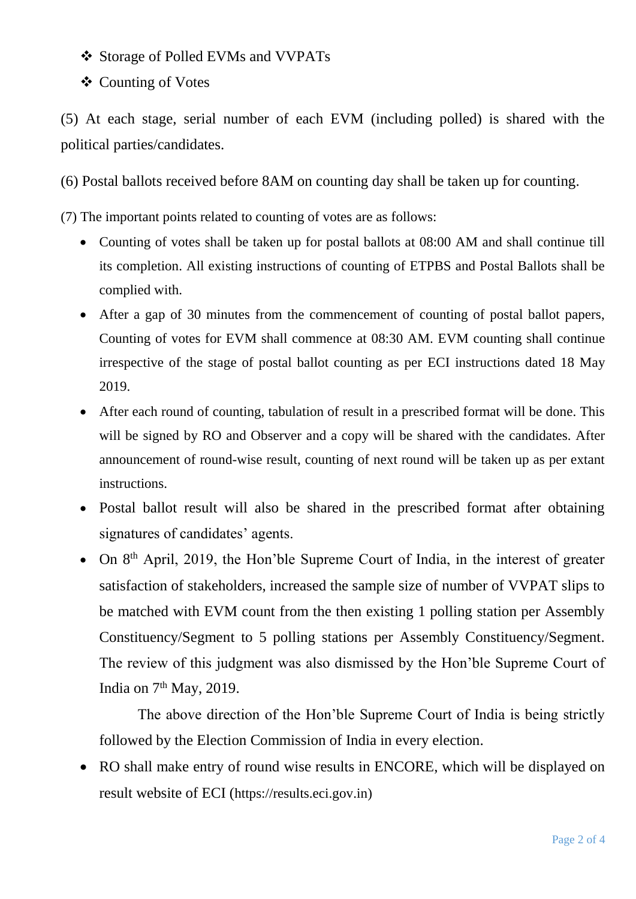- ❖ Storage of Polled EVMs and VVPATs
- ❖ Counting of Votes

(5) At each stage, serial number of each EVM (including polled) is shared with the political parties/candidates.

(6) Postal ballots received before 8AM on counting day shall be taken up for counting.

(7) The important points related to counting of votes are as follows:

- Counting of votes shall be taken up for postal ballots at 08:00 AM and shall continue till its completion. All existing instructions of counting of ETPBS and Postal Ballots shall be complied with.
- After a gap of 30 minutes from the commencement of counting of postal ballot papers, Counting of votes for EVM shall commence at 08:30 AM. EVM counting shall continue irrespective of the stage of postal ballot counting as per ECI instructions dated 18 May 2019.
- After each round of counting, tabulation of result in a prescribed format will be done. This will be signed by RO and Observer and a copy will be shared with the candidates. After announcement of round-wise result, counting of next round will be taken up as per extant instructions.
- Postal ballot result will also be shared in the prescribed format after obtaining signatures of candidates' agents.
- On 8th April, 2019, the Hon'ble Supreme Court of India, in the interest of greater satisfaction of stakeholders, increased the sample size of number of VVPAT slips to be matched with EVM count from the then existing 1 polling station per Assembly Constituency/Segment to 5 polling stations per Assembly Constituency/Segment. The review of this judgment was also dismissed by the Hon'ble Supreme Court of India on 7th May, 2019.

  The above direction of the Hon'ble Supreme Court of India is being strictly followed by the Election Commission of India in every election.
- RO shall make entry of round wise results in ENCORE, which will be displayed on result website of ECI (https://results.eci.gov.in)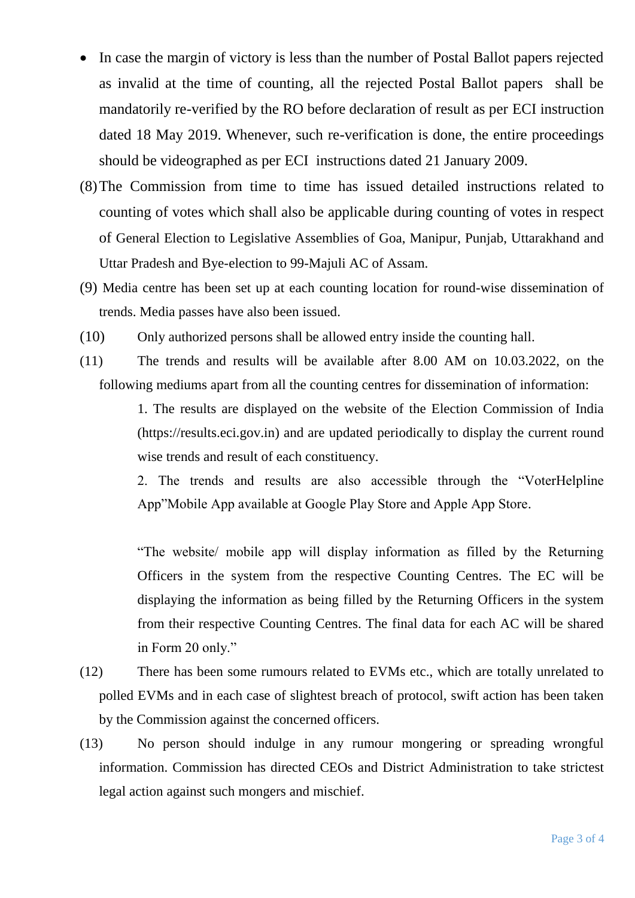- In case the margin of victory is less than the number of Postal Ballot papers rejected as invalid at the time of counting, all the rejected Postal Ballot papers shall be mandatorily re-verified by the RO before declaration of result as per ECI instruction dated 18 May 2019. Whenever, such re-verification is done, the entire proceedings should be videographed as per ECI instructions dated 21 January 2009.

(8) The Commission from time to time has issued detailed instructions related to counting of votes which shall also be applicable during counting of votes in respect of General Election to Legislative Assemblies of Goa, Manipur, Punjab, Uttarakhand and Uttar Pradesh and Bye-election to 99-Majuli AC of Assam.

(9) Media centre has been set up at each counting location for round-wise dissemination of trends. Media passes have also been issued.

(10) Only authorized persons shall be allowed entry inside the counting hall.

(11) The trends and results will be available after 8.00 AM on 10.03.2022, on the following mediums apart from all the counting centres for dissemination of information:

1. The results are displayed on the website of the Election Commission of India (https://results.eci.gov.in) and are updated periodically to display the current round wise trends and result of each constituency.
2. The trends and results are also accessible through the "VoterHelpline App"Mobile App available at Google Play Store and Apple App Store.

"The website/ mobile app will display information as filled by the Returning Officers in the system from the respective Counting Centres. The EC will be displaying the information as being filled by the Returning Officers in the system from their respective Counting Centres. The final data for each AC will be shared in Form 20 only."

(12) There has been some rumours related to EVMs etc., which are totally unrelated to polled EVMs and in each case of slightest breach of protocol, swift action has been taken by the Commission against the concerned officers.

(13) No person should indulge in any rumour mongering or spreading wrongful information. Commission has directed CEOs and District Administration to take strictest legal action against such mongers and mischief.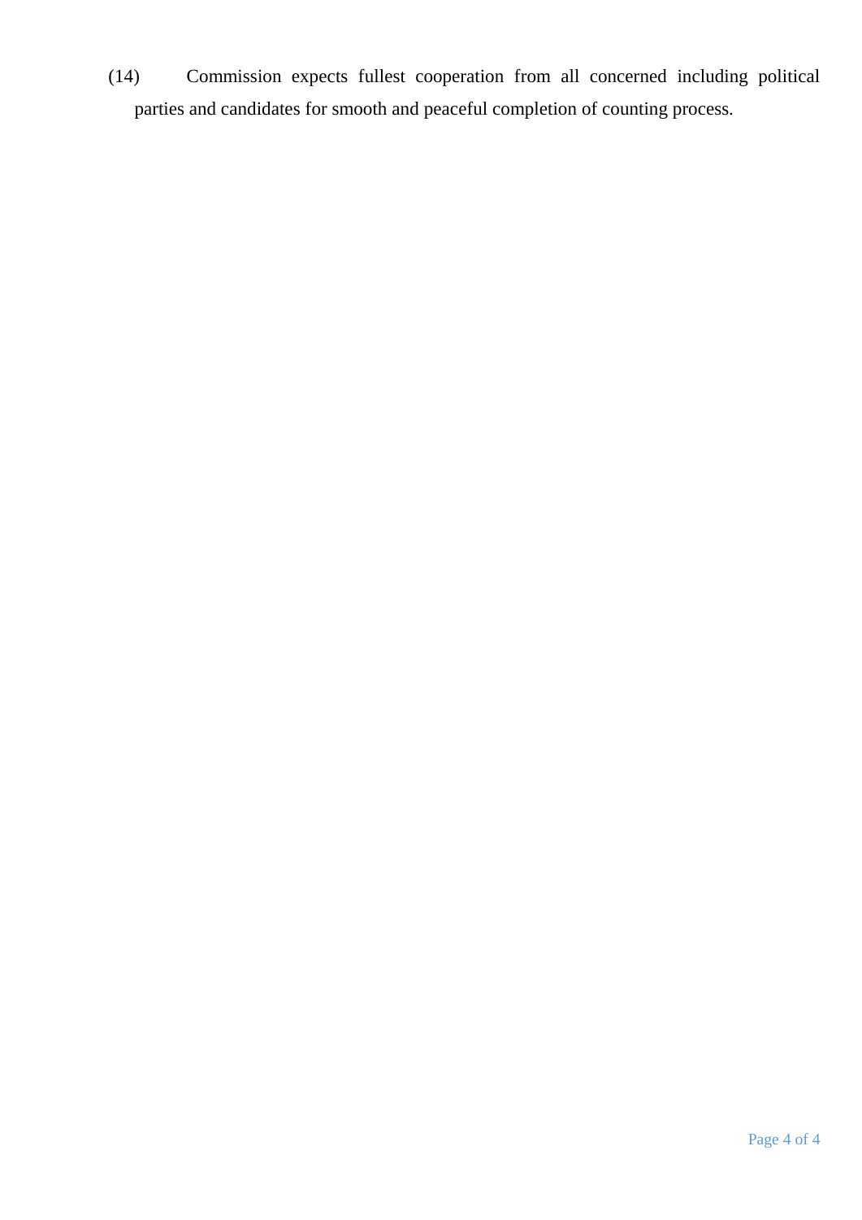(14) Commission expects fullest cooperation from all concerned including political parties and candidates for smooth and peaceful completion of counting process.